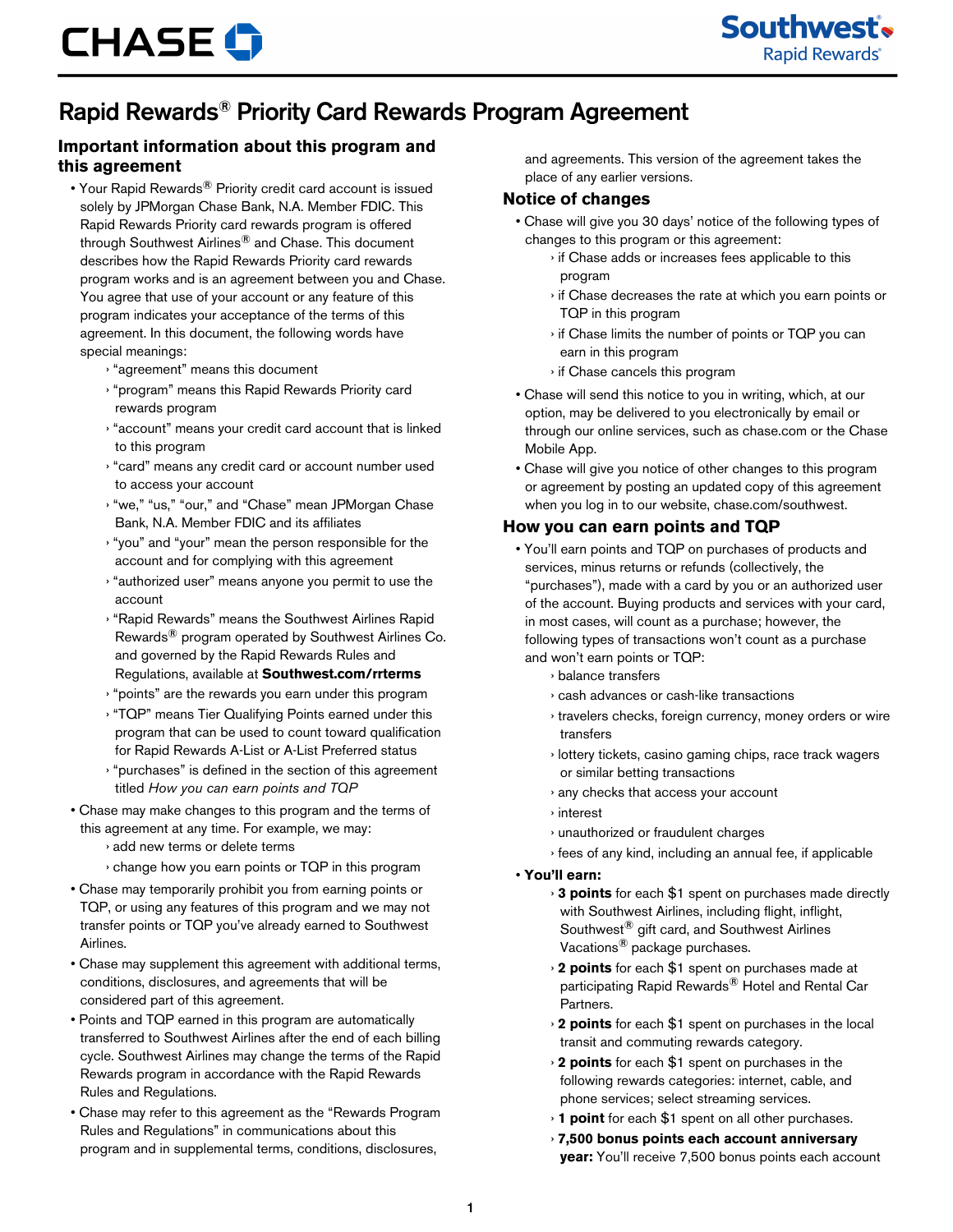# Rapid Rewards® Priority Card Rewards Program Agreement

## Important information about this program and this agreement

- Your Rapid Rewards® Priority credit card account is issued solely by JPMorgan Chase Bank, N.A. Member FDIC. This Rapid Rewards Priority card rewards program is offered through Southwest Airlines® and Chase. This document describes how the Rapid Rewards Priority card rewards program works and is an agreement between you and Chase. You agree that use of your account or any feature of this program indicates your acceptance of the terms of this agreement. In this document, the following words have special meanings:
  - "agreement" means this document
  - "program" means this Rapid Rewards Priority card rewards program
  - "account" means your credit card account that is linked to this program
  - "card" means any credit card or account number used to access your account
  - "we," "us," "our," and "Chase" mean JPMorgan Chase Bank, N.A. Member FDIC and its affiliates
  - "you" and "your" mean the person responsible for the account and for complying with this agreement
  - "authorized user" means anyone you permit to use the account
  - "Rapid Rewards" means the Southwest Airlines Rapid Rewards® program operated by Southwest Airlines Co. and governed by the Rapid Rewards Rules and Regulations, available at **Southwest.com/rrterms**
  - "points" are the rewards you earn under this program
  - "TQP" means Tier Qualifying Points earned under this program that can be used to count toward qualification for Rapid Rewards A-List or A-List Preferred status
  - "purchases" is defined in the section of this agreement titled *How you can earn points and TQP*
- Chase may make changes to this program and the terms of this agreement at any time. For example, we may:
  - add new terms or delete terms
  - change how you earn points or TQP in this program
- Chase may temporarily prohibit you from earning points or TQP, or using any features of this program and we may not transfer points or TQP you've already earned to Southwest Airlines.
- Chase may supplement this agreement with additional terms, conditions, disclosures, and agreements that will be considered part of this agreement.
- Points and TQP earned in this program are automatically transferred to Southwest Airlines after the end of each billing cycle. Southwest Airlines may change the terms of the Rapid Rewards program in accordance with the Rapid Rewards Rules and Regulations.
- Chase may refer to this agreement as the "Rewards Program Rules and Regulations" in communications about this program and in supplemental terms, conditions, disclosures, and agreements. This version of the agreement takes the place of any earlier versions.

## Notice of changes

- Chase will give you 30 days' notice of the following types of changes to this program or this agreement:
  - if Chase adds or increases fees applicable to this program
  - if Chase decreases the rate at which you earn points or TQP in this program
  - if Chase limits the number of points or TQP you can earn in this program
  - if Chase cancels this program
- Chase will send this notice to you in writing, which, at our option, may be delivered to you electronically by email or through our online services, such as chase.com or the Chase Mobile App.
- Chase will give you notice of other changes to this program or agreement by posting an updated copy of this agreement when you log in to our website, chase.com/southwest.

## How you can earn points and TQP

- You'll earn points and TQP on purchases of products and services, minus returns or refunds (collectively, the "purchases"), made with a card by you or an authorized user of the account. Buying products and services with your card, in most cases, will count as a purchase; however, the following types of transactions won't count as a purchase and won't earn points or TQP:
  - balance transfers
  - cash advances or cash-like transactions
  - travelers checks, foreign currency, money orders or wire transfers
  - lottery tickets, casino gaming chips, race track wagers or similar betting transactions
  - any checks that access your account
  - interest
  - unauthorized or fraudulent charges
  - fees of any kind, including an annual fee, if applicable
- **You'll earn:**
  - **3 points** for each $1 spent on purchases made directly with Southwest Airlines, including flight, inflight, Southwest® gift card, and Southwest Airlines Vacations® package purchases.
  - **2 points** for each $1 spent on purchases made at participating Rapid Rewards® Hotel and Rental Car Partners.
  - **2 points** for each $1 spent on purchases in the local transit and commuting rewards category.
  - **2 points** for each $1 spent on purchases in the following rewards categories: internet, cable, and phone services; select streaming services.
  - **1 point** for each $1 spent on all other purchases.
  - **7,500 bonus points each account anniversary year:** You'll receive 7,500 bonus points each account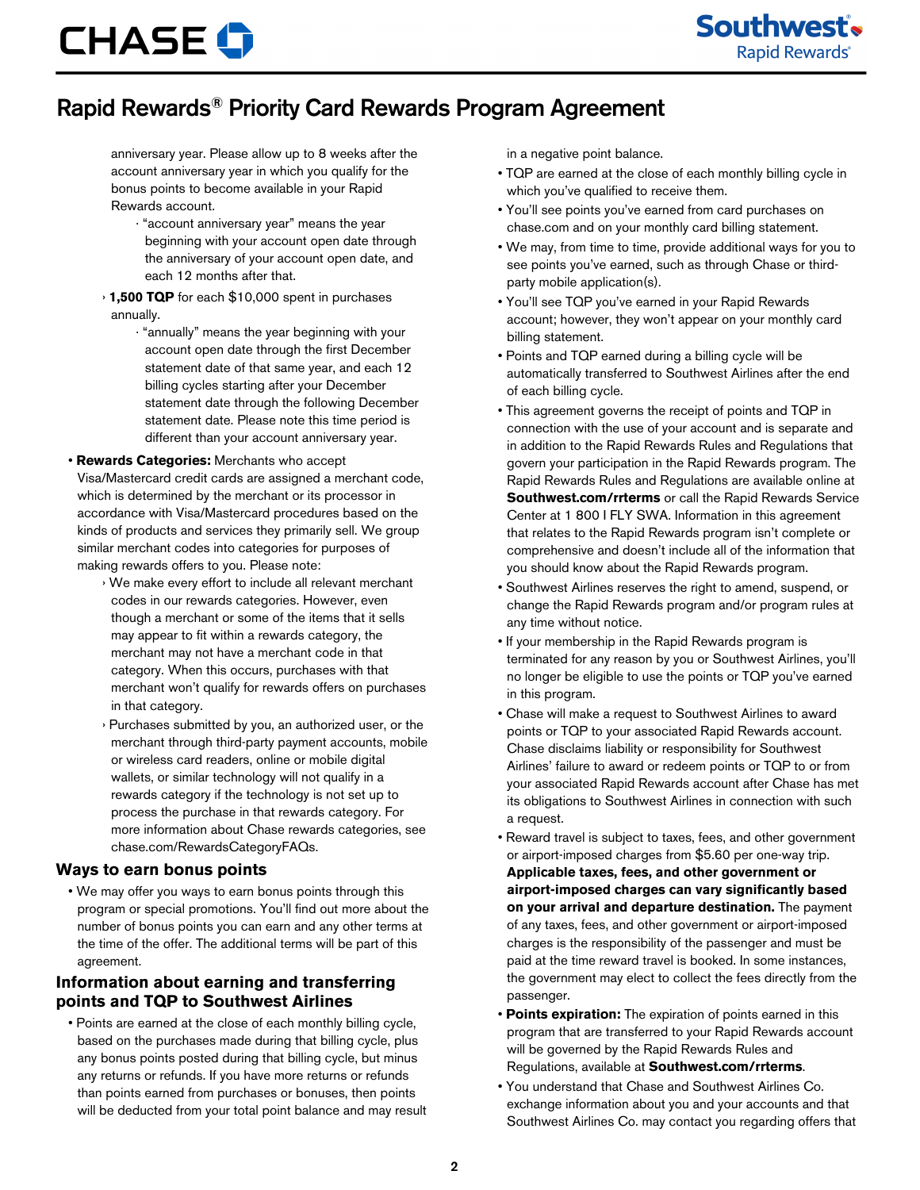anniversary year. Please allow up to 8 weeks after the account anniversary year in which you qualify for the bonus points to become available in your Rapid Rewards account.

  - "account anniversary year" means the year beginning with your account open date through the anniversary of your account open date, and each 12 months after that.

- **1,500 TQP** for each $10,000 spent in purchases annually.
  - "annually" means the year beginning with your account open date through the first December statement date of that same year, and each 12 billing cycles starting after your December statement date through the following December statement date. Please note this time period is different than your account anniversary year.

- **Rewards Categories:** Merchants who accept Visa/Mastercard credit cards are assigned a merchant code, which is determined by the merchant or its processor in accordance with Visa/Mastercard procedures based on the kinds of products and services they primarily sell. We group similar merchant codes into categories for purposes of making rewards offers to you. Please note:
  - We make every effort to include all relevant merchant codes in our rewards categories. However, even though a merchant or some of the items that it sells may appear to fit within a rewards category, the merchant may not have a merchant code in that category. When this occurs, purchases with that merchant won't qualify for rewards offers on purchases in that category.
  - Purchases submitted by you, an authorized user, or the merchant through third-party payment accounts, mobile or wireless card readers, online or mobile digital wallets, or similar technology will not qualify in a rewards category if the technology is not set up to process the purchase in that rewards category. For more information about Chase rewards categories, see chase.com/RewardsCategoryFAQs.

## Ways to earn bonus points

- We may offer you ways to earn bonus points through this program or special promotions. You'll find out more about the number of bonus points you can earn and any other terms at the time of the offer. The additional terms will be part of this agreement.

## Information about earning and transferring points and TQP to Southwest Airlines

- Points are earned at the close of each monthly billing cycle, based on the purchases made during that billing cycle, plus any bonus points posted during that billing cycle, but minus any returns or refunds. If you have more returns or refunds than points earned from purchases or bonuses, then points will be deducted from your total point balance and may result in a negative point balance.
- TQP are earned at the close of each monthly billing cycle in which you've qualified to receive them.
- You'll see points you've earned from card purchases on chase.com and on your monthly card billing statement.
- We may, from time to time, provide additional ways for you to see points you've earned, such as through Chase or third-party mobile application(s).
- You'll see TQP you've earned in your Rapid Rewards account; however, they won't appear on your monthly card billing statement.
- Points and TQP earned during a billing cycle will be automatically transferred to Southwest Airlines after the end of each billing cycle.
- This agreement governs the receipt of points and TQP in connection with the use of your account and is separate and in addition to the Rapid Rewards Rules and Regulations that govern your participation in the Rapid Rewards program. The Rapid Rewards Rules and Regulations are available online at **Southwest.com/rrterms** or call the Rapid Rewards Service Center at 1 800 I FLY SWA. Information in this agreement that relates to the Rapid Rewards program isn't complete or comprehensive and doesn't include all of the information that you should know about the Rapid Rewards program.
- Southwest Airlines reserves the right to amend, suspend, or change the Rapid Rewards program and/or program rules at any time without notice.
- If your membership in the Rapid Rewards program is terminated for any reason by you or Southwest Airlines, you'll no longer be eligible to use the points or TQP you've earned in this program.
- Chase will make a request to Southwest Airlines to award points or TQP to your associated Rapid Rewards account. Chase disclaims liability or responsibility for Southwest Airlines' failure to award or redeem points or TQP to or from your associated Rapid Rewards account after Chase has met its obligations to Southwest Airlines in connection with such a request.
- Reward travel is subject to taxes, fees, and other government or airport-imposed charges from $5.60 per one-way trip. **Applicable taxes, fees, and other government or airport-imposed charges can vary significantly based on your arrival and departure destination.** The payment of any taxes, fees, and other government or airport-imposed charges is the responsibility of the passenger and must be paid at the time reward travel is booked. In some instances, the government may elect to collect the fees directly from the passenger.
- **Points expiration:** The expiration of points earned in this program that are transferred to your Rapid Rewards account will be governed by the Rapid Rewards Rules and Regulations, available at **Southwest.com/rrterms**.
- You understand that Chase and Southwest Airlines Co. exchange information about you and your accounts and that Southwest Airlines Co. may contact you regarding offers that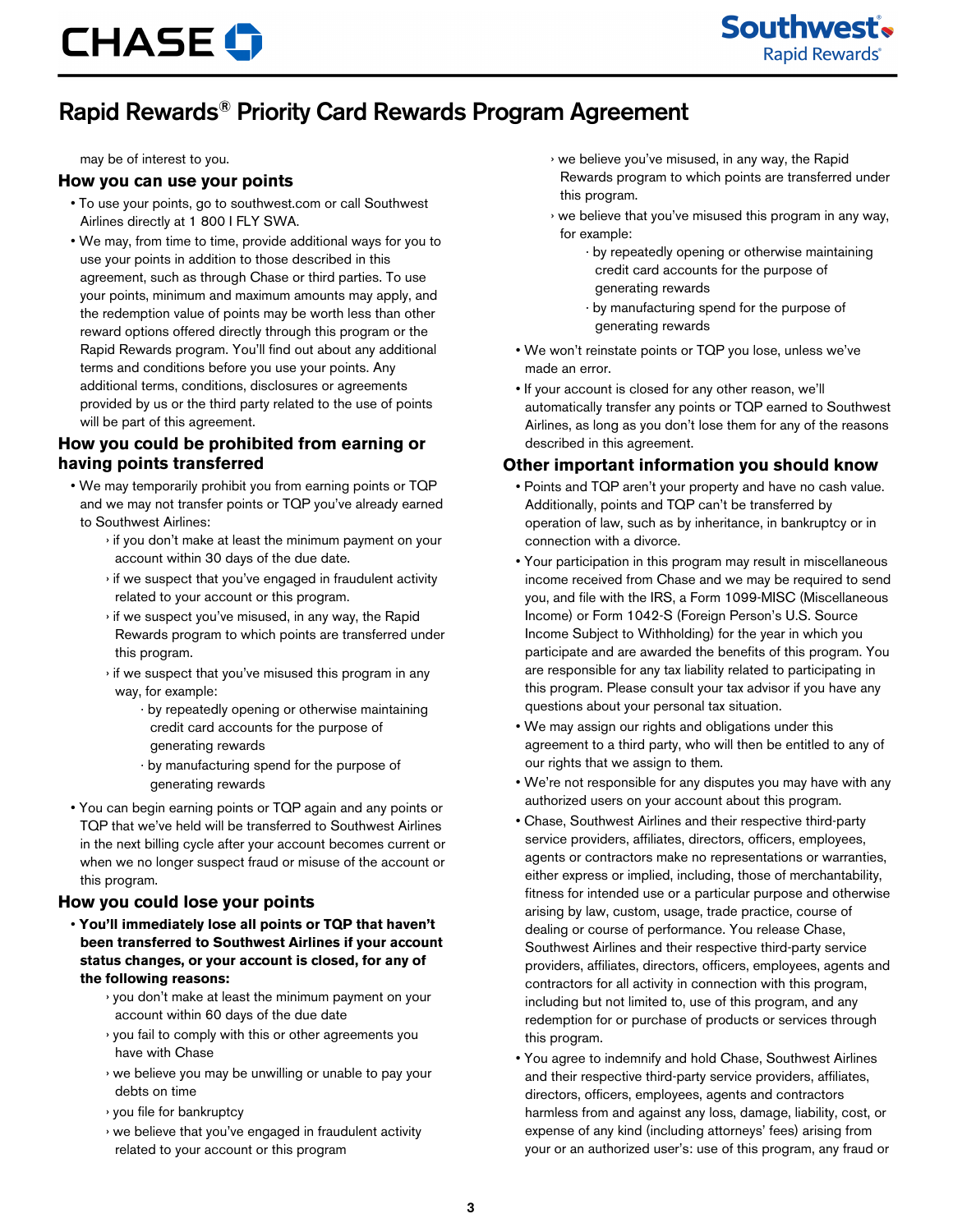may be of interest to you.

## How you can use your points

- To use your points, go to southwest.com or call Southwest Airlines directly at 1 800 I FLY SWA.
- We may, from time to time, provide additional ways for you to use your points in addition to those described in this agreement, such as through Chase or third parties. To use your points, minimum and maximum amounts may apply, and the redemption value of points may be worth less than other reward options offered directly through this program or the Rapid Rewards program. You'll find out about any additional terms and conditions before you use your points. Any additional terms, conditions, disclosures or agreements provided by us or the third party related to the use of points will be part of this agreement.

## How you could be prohibited from earning or having points transferred

- We may temporarily prohibit you from earning points or TQP and we may not transfer points or TQP you've already earned to Southwest Airlines:
  - if you don't make at least the minimum payment on your account within 30 days of the due date.
  - if we suspect that you've engaged in fraudulent activity related to your account or this program.
  - if we suspect you've misused, in any way, the Rapid Rewards program to which points are transferred under this program.
  - if we suspect that you've misused this program in any way, for example:
    - by repeatedly opening or otherwise maintaining credit card accounts for the purpose of generating rewards
    - by manufacturing spend for the purpose of generating rewards
- You can begin earning points or TQP again and any points or TQP that we've held will be transferred to Southwest Airlines in the next billing cycle after your account becomes current or when we no longer suspect fraud or misuse of the account or this program.

## How you could lose your points

- **You'll immediately lose all points or TQP that haven't been transferred to Southwest Airlines if your account status changes, or your account is closed, for any of the following reasons:**
  - you don't make at least the minimum payment on your account within 60 days of the due date
  - you fail to comply with this or other agreements you have with Chase
  - we believe you may be unwilling or unable to pay your debts on time
  - you file for bankruptcy
  - we believe that you've engaged in fraudulent activity related to your account or this program
  - we believe you've misused, in any way, the Rapid Rewards program to which points are transferred under this program.
  - we believe that you've misused this program in any way, for example:
    - by repeatedly opening or otherwise maintaining credit card accounts for the purpose of generating rewards
    - by manufacturing spend for the purpose of generating rewards
- We won't reinstate points or TQP you lose, unless we've made an error.
- If your account is closed for any other reason, we'll automatically transfer any points or TQP earned to Southwest Airlines, as long as you don't lose them for any of the reasons described in this agreement.

## Other important information you should know

- Points and TQP aren't your property and have no cash value. Additionally, points and TQP can't be transferred by operation of law, such as by inheritance, in bankruptcy or in connection with a divorce.
- Your participation in this program may result in miscellaneous income received from Chase and we may be required to send you, and file with the IRS, a Form 1099-MISC (Miscellaneous Income) or Form 1042-S (Foreign Person's U.S. Source Income Subject to Withholding) for the year in which you participate and are awarded the benefits of this program. You are responsible for any tax liability related to participating in this program. Please consult your tax advisor if you have any questions about your personal tax situation.
- We may assign our rights and obligations under this agreement to a third party, who will then be entitled to any of our rights that we assign to them.
- We're not responsible for any disputes you may have with any authorized users on your account about this program.
- Chase, Southwest Airlines and their respective third-party service providers, affiliates, directors, officers, employees, agents or contractors make no representations or warranties, either express or implied, including, those of merchantability, fitness for intended use or a particular purpose and otherwise arising by law, custom, usage, trade practice, course of dealing or course of performance. You release Chase, Southwest Airlines and their respective third-party service providers, affiliates, directors, officers, employees, agents and contractors for all activity in connection with this program, including but not limited to, use of this program, and any redemption for or purchase of products or services through this program.
- You agree to indemnify and hold Chase, Southwest Airlines and their respective third-party service providers, affiliates, directors, officers, employees, agents and contractors harmless from and against any loss, damage, liability, cost, or expense of any kind (including attorneys' fees) arising from your or an authorized user's: use of this program, any fraud or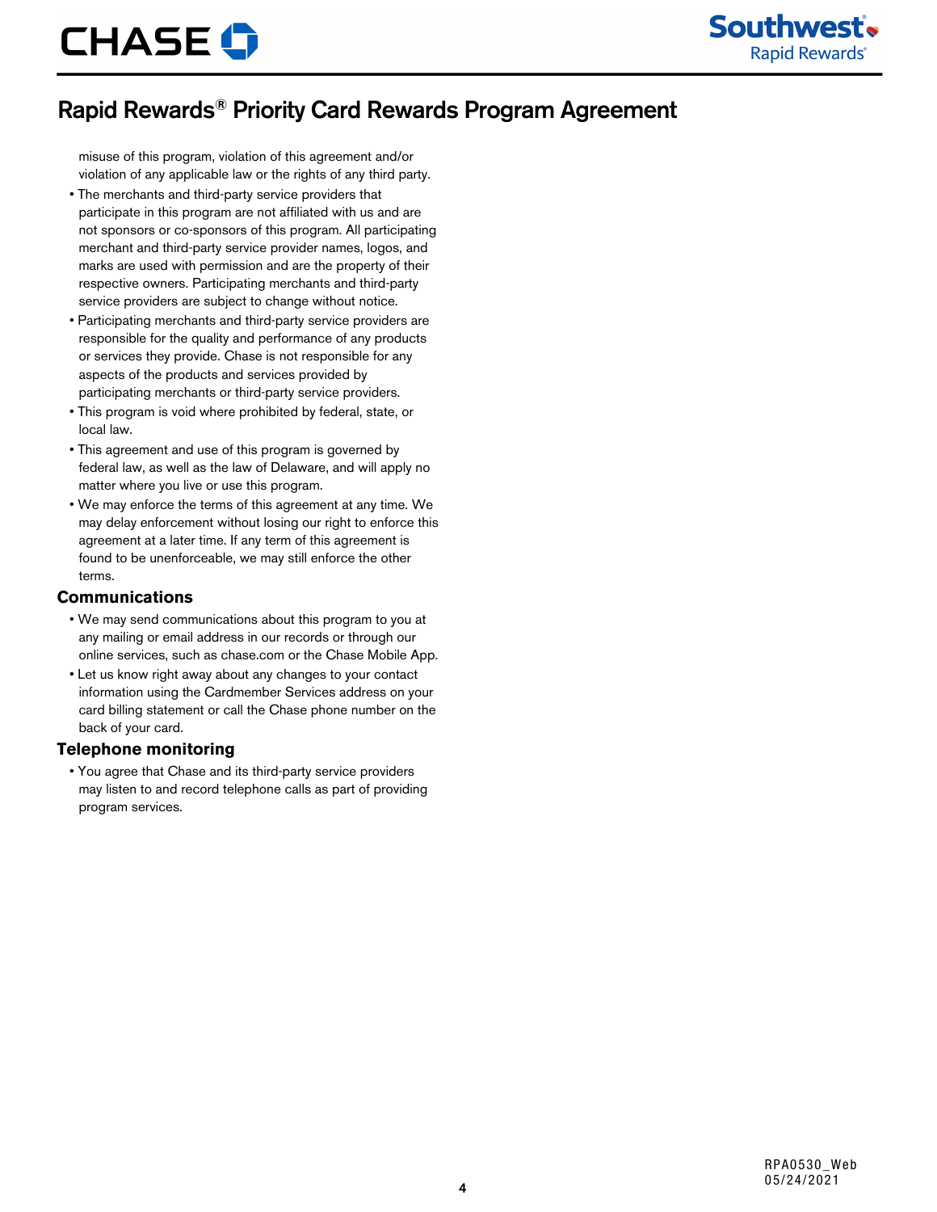misuse of this program, violation of this agreement and/or violation of any applicable law or the rights of any third party.

- The merchants and third-party service providers that participate in this program are not affiliated with us and are not sponsors or co-sponsors of this program. All participating merchant and third-party service provider names, logos, and marks are used with permission and are the property of their respective owners. Participating merchants and third-party service providers are subject to change without notice.
- Participating merchants and third-party service providers are responsible for the quality and performance of any products or services they provide. Chase is not responsible for any aspects of the products and services provided by participating merchants or third-party service providers.
- This program is void where prohibited by federal, state, or local law.
- This agreement and use of this program is governed by federal law, as well as the law of Delaware, and will apply no matter where you live or use this program.
- We may enforce the terms of this agreement at any time. We may delay enforcement without losing our right to enforce this agreement at a later time. If any term of this agreement is found to be unenforceable, we may still enforce the other terms.

## Communications

- We may send communications about this program to you at any mailing or email address in our records or through our online services, such as chase.com or the Chase Mobile App.
- Let us know right away about any changes to your contact information using the Cardmember Services address on your card billing statement or call the Chase phone number on the back of your card.

## Telephone monitoring

- You agree that Chase and its third-party service providers may listen to and record telephone calls as part of providing program services.

RPA0530_Web
05/24/2021